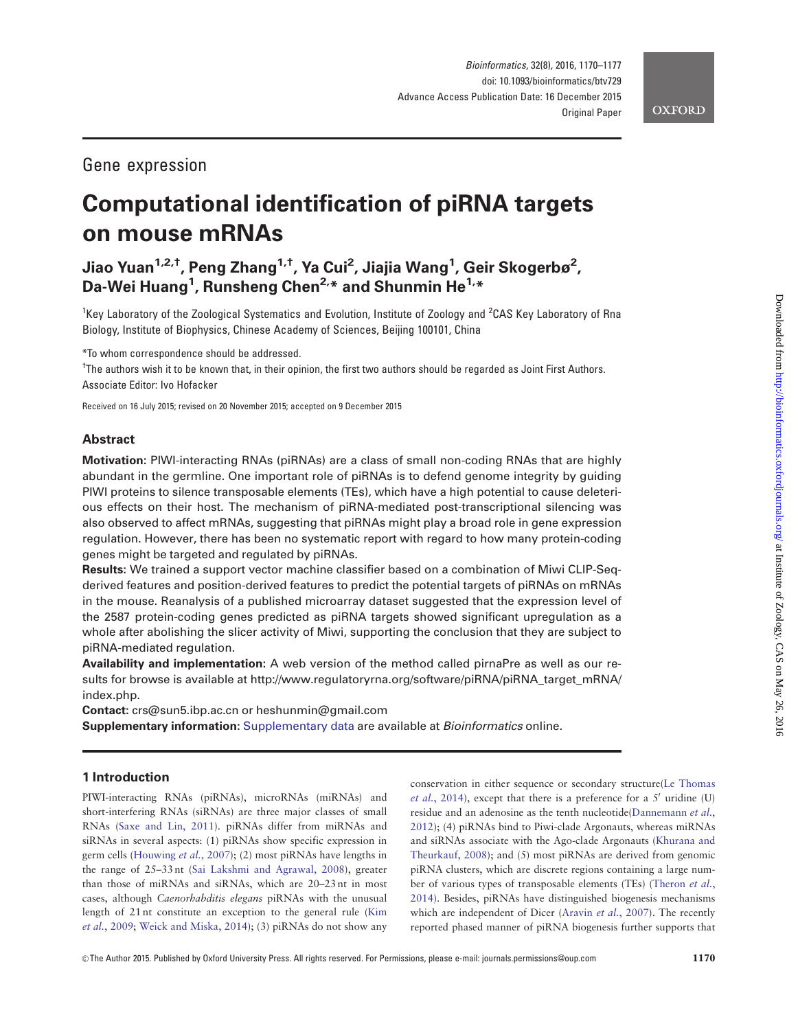Gene expression

# Computational identification of piRNA targets on mouse mRNAs

**Jiao Yuan[1,2,†], Peng Zhang[1,†], Ya Cui[2], Jiajia Wang[1], Geir Skogerbø[2], Da-Wei Huang[1], Runsheng Chen[2,*] and Shunmin He[1,*]**

[1]Key Laboratory of the Zoological Systematics and Evolution, Institute of Zoology and [2]CAS Key Laboratory of Rna Biology, Institute of Biophysics, Chinese Academy of Sciences, Beijing 100101, China

*To whom correspondence should be addressed.

†The authors wish it to be known that, in their opinion, the first two authors should be regarded as Joint First Authors.

Associate Editor: Ivo Hofacker

Received on 16 July 2015; revised on 20 November 2015; accepted on 9 December 2015

## Abstract

**Motivation:** PIWI-interacting RNAs (piRNAs) are a class of small non-coding RNAs that are highly abundant in the germline. One important role of piRNAs is to defend genome integrity by guiding PIWI proteins to silence transposable elements (TEs), which have a high potential to cause deleterious effects on their host. The mechanism of piRNA-mediated post-transcriptional silencing was also observed to affect mRNAs, suggesting that piRNAs might play a broad role in gene expression regulation. However, there has been no systematic report with regard to how many protein-coding genes might be targeted and regulated by piRNAs.

**Results:** We trained a support vector machine classifier based on a combination of Miwi CLIP-Seq-derived features and position-derived features to predict the potential targets of piRNAs on mRNAs in the mouse. Reanalysis of a published microarray dataset suggested that the expression level of the 2587 protein-coding genes predicted as piRNA targets showed significant upregulation as a whole after abolishing the slicer activity of Miwi, supporting the conclusion that they are subject to piRNA-mediated regulation.

**Availability and implementation:** A web version of the method called pirnaPre as well as our results for browse is available at http://www.regulatoryrna.org/software/piRNA/piRNA_target_mRNA/index.php.

**Contact:** crs@sun5.ibp.ac.cn or heshunmin@gmail.com

**Supplementary information:** Supplementary data are available at *Bioinformatics* online.

## 1 Introduction

PIWI-interacting RNAs (piRNAs), microRNAs (miRNAs) and short-interfering RNAs (siRNAs) are three major classes of small RNAs (Saxe and Lin, 2011). piRNAs differ from miRNAs and siRNAs in several aspects: (1) piRNAs show specific expression in germ cells (Houwing *et al.*, 2007); (2) most piRNAs have lengths in the range of 25–33 nt (Sai Lakshmi and Agrawal, 2008), greater than those of miRNAs and siRNAs, which are 20–23 nt in most cases, although *Caenorhabditis elegans* piRNAs with the unusual length of 21 nt constitute an exception to the general rule (Kim *et al.*, 2009; Weick and Miska, 2014); (3) piRNAs do not show any conservation in either sequence or secondary structure(Le Thomas *et al.*, 2014), except that there is a preference for a 5′ uridine (U) residue and an adenosine as the tenth nucleotide(Dannemann *et al.*, 2012); (4) piRNAs bind to Piwi-clade Argonauts, whereas miRNAs and siRNAs associate with the Ago-clade Argonauts (Khurana and Theurkauf, 2008); and (5) most piRNAs are derived from genomic piRNA clusters, which are discrete regions containing a large number of various types of transposable elements (TEs) (Theron *et al.*, 2014). Besides, piRNAs have distinguished biogenesis mechanisms which are independent of Dicer (Aravin *et al.*, 2007). The recently reported phased manner of piRNA biogenesis further supports that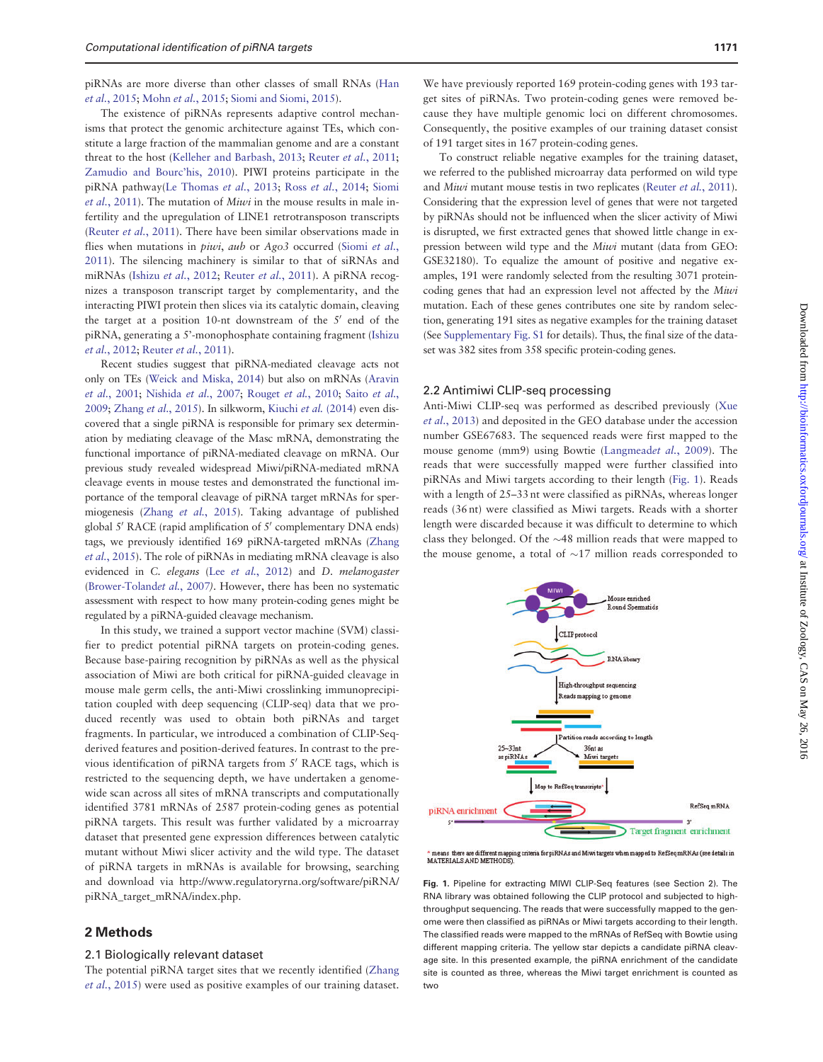piRNAs are more diverse than other classes of small RNAs (Han *et al.*, 2015; Mohn *et al.*, 2015; Siomi and Siomi, 2015).

The existence of piRNAs represents adaptive control mechanisms that protect the genomic architecture against TEs, which constitute a large fraction of the mammalian genome and are a constant threat to the host (Kelleher and Barbash, 2013; Reuter *et al.*, 2011; Zamudio and Bourc'his, 2010). PIWI proteins participate in the piRNA pathway(Le Thomas *et al.*, 2013; Ross *et al.*, 2014; Siomi *et al.*, 2011). The mutation of *Miwi* in the mouse results in male infertility and the upregulation of LINE1 retrotransposon transcripts (Reuter *et al.*, 2011). There have been similar observations made in flies when mutations in *piwi*, *aub* or *Ago3* occurred (Siomi *et al.*, 2011). The silencing machinery is similar to that of siRNAs and miRNAs (Ishizu *et al.*, 2012; Reuter *et al.*, 2011). A piRNA recognizes a transposon transcript target by complementarity, and the interacting PIWI protein then slices via its catalytic domain, cleaving the target at a position 10-nt downstream of the 5′ end of the piRNA, generating a 5'-monophosphate containing fragment (Ishizu *et al.*, 2012; Reuter *et al.*, 2011).

Recent studies suggest that piRNA-mediated cleavage acts not only on TEs (Weick and Miska, 2014) but also on mRNAs (Aravin *et al.*, 2001; Nishida *et al.*, 2007; Rouget *et al.*, 2010; Saito *et al.*, 2009; Zhang *et al.*, 2015). In silkworm, Kiuchi *et al.* (2014) even discovered that a single piRNA is responsible for primary sex determination by mediating cleavage of the Masc mRNA, demonstrating the functional importance of piRNA-mediated cleavage on mRNA. Our previous study revealed widespread Miwi/piRNA-mediated mRNA cleavage events in mouse testes and demonstrated the functional importance of the temporal cleavage of piRNA target mRNAs for spermiogenesis (Zhang *et al.*, 2015). Taking advantage of published global 5′ RACE (rapid amplification of 5′ complementary DNA ends) tags, we previously identified 169 piRNA-targeted mRNAs (Zhang *et al.*, 2015). The role of piRNAs in mediating mRNA cleavage is also evidenced in *C. elegans* (Lee *et al.*, 2012) and *D. melanogaster* (Brower-Tolandet *al.*, 2007). However, there has been no systematic assessment with respect to how many protein-coding genes might be regulated by a piRNA-guided cleavage mechanism.

In this study, we trained a support vector machine (SVM) classifier to predict potential piRNA targets on protein-coding genes. Because base-pairing recognition by piRNAs as well as the physical association of Miwi are both critical for piRNA-guided cleavage in mouse male germ cells, the anti-Miwi crosslinking immunoprecipitation coupled with deep sequencing (CLIP-seq) data that we produced recently was used to obtain both piRNAs and target fragments. In particular, we introduced a combination of CLIP-Seq-derived features and position-derived features. In contrast to the previous identification of piRNA targets from 5′ RACE tags, which is restricted to the sequencing depth, we have undertaken a genome-wide scan across all sites of mRNA transcripts and computationally identified 3781 mRNAs of 2587 protein-coding genes as potential piRNA targets. This result was further validated by a microarray dataset that presented gene expression differences between catalytic mutant without Miwi slicer activity and the wild type. The dataset of piRNA targets in mRNAs is available for browsing, searching and download via http://www.regulatoryrna.org/software/piRNA/piRNA_target_mRNA/index.php.

## 2 Methods

### 2.1 Biologically relevant dataset

The potential piRNA target sites that we recently identified (Zhang *et al.*, 2015) were used as positive examples of our training dataset. We have previously reported 169 protein-coding genes with 193 target sites of piRNAs. Two protein-coding genes were removed because they have multiple genomic loci on different chromosomes. Consequently, the positive examples of our training dataset consist of 191 target sites in 167 protein-coding genes.

To construct reliable negative examples for the training dataset, we referred to the published microarray data performed on wild type and *Miwi* mutant mouse testis in two replicates (Reuter *et al.*, 2011). Considering that the expression level of genes that were not targeted by piRNAs should not be influenced when the slicer activity of Miwi is disrupted, we first extracted genes that showed little change in expression between wild type and the *Miwi* mutant (data from GEO: GSE32180). To equalize the amount of positive and negative examples, 191 were randomly selected from the resulting 3071 protein-coding genes that had an expression level not affected by the *Miwi* mutation. Each of these genes contributes one site by random selection, generating 191 sites as negative examples for the training dataset (See Supplementary Fig. S1 for details). Thus, the final size of the dataset was 382 sites from 358 specific protein-coding genes.

### 2.2 Antimiwi CLIP-seq processing

Anti-Miwi CLIP-seq was performed as described previously (Xue *et al.*, 2013) and deposited in the GEO database under the accession number GSE67683. The sequenced reads were first mapped to the mouse genome (mm9) using Bowtie (Langmeadet *al.*, 2009). The reads that were successfully mapped were further classified into piRNAs and Miwi targets according to their length (Fig. 1). Reads with a length of 25–33 nt were classified as piRNAs, whereas longer reads (36 nt) were classified as Miwi targets. Reads with a shorter length were discarded because it was difficult to determine to which class they belonged. Of the ~48 million reads that were mapped to the mouse genome, a total of ~17 million reads corresponded to

**Fig. 1.** Pipeline for extracting MIWI CLIP-Seq features (see Section 2). The RNA library was obtained following the CLIP protocol and subjected to high-throughput sequencing. The reads that were successfully mapped to the genome were then classified as piRNAs or Miwi targets according to their length. The classified reads were mapped to the mRNAs of RefSeq with Bowtie using different mapping criteria. The yellow star depicts a candidate piRNA cleavage site. In this presented example, the piRNA enrichment of the candidate site is counted as three, whereas the Miwi target enrichment is counted as two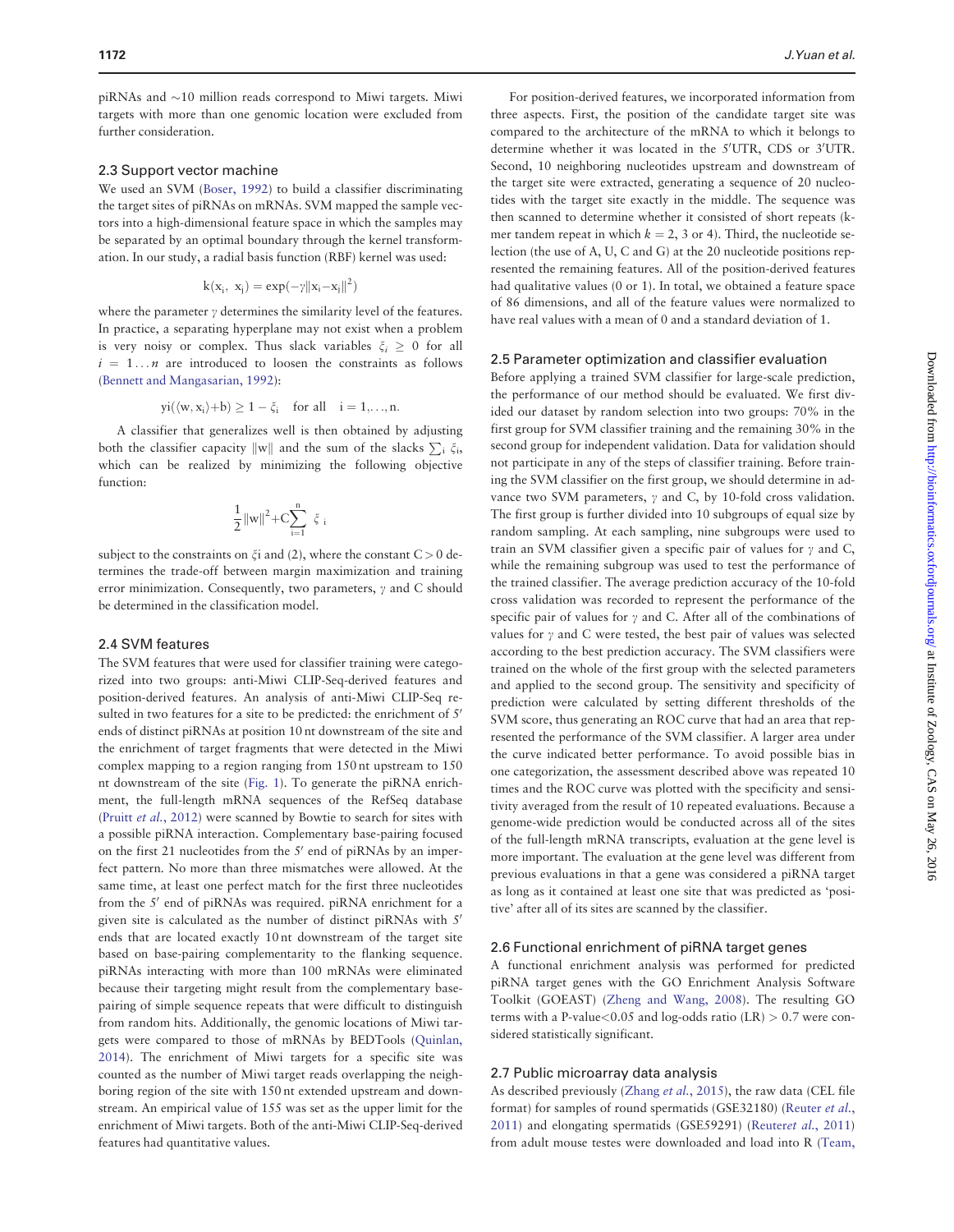piRNAs and ~10 million reads correspond to Miwi targets. Miwi targets with more than one genomic location were excluded from further consideration.

### 2.3 Support vector machine

We used an SVM (Boser, 1992) to build a classifier discriminating the target sites of piRNAs on mRNAs. SVM mapped the sample vectors into a high-dimensional feature space in which the samples may be separated by an optimal boundary through the kernel transformation. In our study, a radial basis function (RBF) kernel was used:

$$k(x_i, x_j) = \exp(-\gamma\|x_i - x_j\|^2)$$

where the parameter $\gamma$ determines the similarity level of the features. In practice, a separating hyperplane may not exist when a problem is very noisy or complex. Thus slack variables $\xi_i \geq 0$ for all $i = 1 \ldots n$ are introduced to loosen the constraints as follows (Bennett and Mangasarian, 1992):

$$y_i(\langle w, x_i \rangle + b) \geq 1 - \xi_i \quad \text{for all} \quad i = 1, \ldots, n.$$

A classifier that generalizes well is then obtained by adjusting both the classifier capacity $\|w\|$ and the sum of the slacks $\sum_i \xi_i$, which can be realized by minimizing the following objective function:

$$\frac{1}{2}\|w\|^2 + C\sum_{i=1}^{n} \xi_i$$

subject to the constraints on $\xi i$ and (2), where the constant $C > 0$ determines the trade-off between margin maximization and training error minimization. Consequently, two parameters, $\gamma$ and C should be determined in the classification model.

### 2.4 SVM features

The SVM features that were used for classifier training were categorized into two groups: anti-Miwi CLIP-Seq-derived features and position-derived features. An analysis of anti-Miwi CLIP-Seq resulted in two features for a site to be predicted: the enrichment of 5′ ends of distinct piRNAs at position 10 nt downstream of the site and the enrichment of target fragments that were detected in the Miwi complex mapping to a region ranging from 150 nt upstream to 150 nt downstream of the site (Fig. 1). To generate the piRNA enrichment, the full-length mRNA sequences of the RefSeq database (Pruitt *et al.*, 2012) were scanned by Bowtie to search for sites with a possible piRNA interaction. Complementary base-pairing focused on the first 21 nucleotides from the 5′ end of piRNAs by an imperfect pattern. No more than three mismatches were allowed. At the same time, at least one perfect match for the first three nucleotides from the 5′ end of piRNAs was required. piRNA enrichment for a given site is calculated as the number of distinct piRNAs with 5′ ends that are located exactly 10 nt downstream of the target site based on base-pairing complementarity to the flanking sequence. piRNAs interacting with more than 100 mRNAs were eliminated because their targeting might result from the complementary base-pairing of simple sequence repeats that were difficult to distinguish from random hits. Additionally, the genomic locations of Miwi targets were compared to those of mRNAs by BEDTools (Quinlan, 2014). The enrichment of Miwi targets for a specific site was counted as the number of Miwi target reads overlapping the neighboring region of the site with 150 nt extended upstream and downstream. An empirical value of 155 was set as the upper limit for the enrichment of Miwi targets. Both of the anti-Miwi CLIP-Seq-derived features had quantitative values.

For position-derived features, we incorporated information from three aspects. First, the position of the candidate target site was compared to the architecture of the mRNA to which it belongs to determine whether it was located in the 5′UTR, CDS or 3′UTR. Second, 10 neighboring nucleotides upstream and downstream of the target site were extracted, generating a sequence of 20 nucleotides with the target site exactly in the middle. The sequence was then scanned to determine whether it consisted of short repeats (k-mer tandem repeat in which $k = 2$, 3 or 4). Third, the nucleotide selection (the use of A, U, C and G) at the 20 nucleotide positions represented the remaining features. All of the position-derived features had qualitative values (0 or 1). In total, we obtained a feature space of 86 dimensions, and all of the feature values were normalized to have real values with a mean of 0 and a standard deviation of 1.

### 2.5 Parameter optimization and classifier evaluation

Before applying a trained SVM classifier for large-scale prediction, the performance of our method should be evaluated. We first divided our dataset by random selection into two groups: 70% in the first group for SVM classifier training and the remaining 30% in the second group for independent validation. Data for validation should not participate in any of the steps of classifier training. Before training the SVM classifier on the first group, we should determine in advance two SVM parameters, $\gamma$ and C, by 10-fold cross validation. The first group is further divided into 10 subgroups of equal size by random sampling. At each sampling, nine subgroups were used to train an SVM classifier given a specific pair of values for $\gamma$ and C, while the remaining subgroup was used to test the performance of the trained classifier. The average prediction accuracy of the 10-fold cross validation was recorded to represent the performance of the specific pair of values for $\gamma$ and C. After all of the combinations of values for $\gamma$ and C were tested, the best pair of values was selected according to the best prediction accuracy. The SVM classifiers were trained on the whole of the first group with the selected parameters and applied to the second group. The sensitivity and specificity of prediction were calculated by setting different thresholds of the SVM score, thus generating an ROC curve that had an area that represented the performance of the SVM classifier. A larger area under the curve indicated better performance. To avoid possible bias in one categorization, the assessment described above was repeated 10 times and the ROC curve was plotted with the specificity and sensitivity averaged from the result of 10 repeated evaluations. Because a genome-wide prediction would be conducted across all of the sites of the full-length mRNA transcripts, evaluation at the gene level is more important. The evaluation at the gene level was different from previous evaluations in that a gene was considered a piRNA target as long as it contained at least one site that was predicted as 'positive' after all of its sites are scanned by the classifier.

### 2.6 Functional enrichment of piRNA target genes

A functional enrichment analysis was performed for predicted piRNA target genes with the GO Enrichment Analysis Software Toolkit (GOEAST) (Zheng and Wang, 2008). The resulting GO terms with a P-value$<$0.05 and log-odds ratio (LR) $>$ 0.7 were considered statistically significant.

### 2.7 Public microarray data analysis

As described previously (Zhang *et al.*, 2015), the raw data (CEL file format) for samples of round spermatids (GSE32180) (Reuter *et al.*, 2011) and elongating spermatids (GSE59291) (Reuter*et al.*, 2011) from adult mouse testes were downloaded and load into R (Team,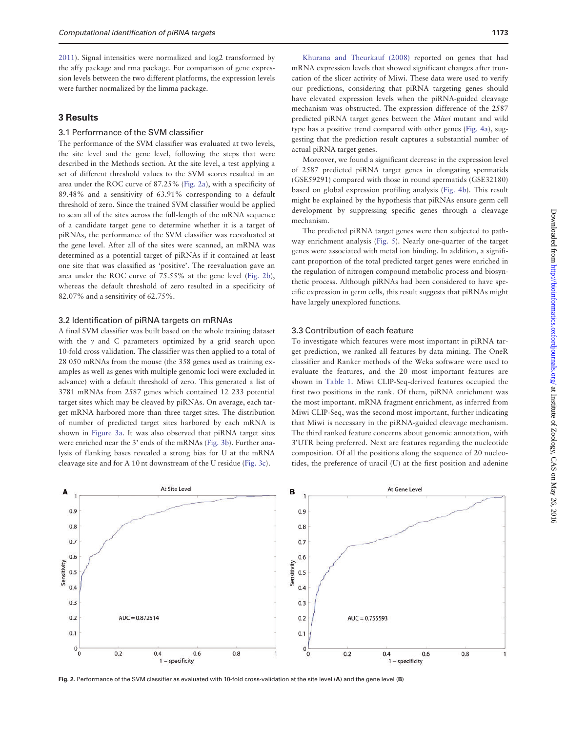2011). Signal intensities were normalized and log2 transformed by the affy package and rma package. For comparison of gene expression levels between the two different platforms, the expression levels were further normalized by the limma package.

## 3 Results

### 3.1 Performance of the SVM classifier

The performance of the SVM classifier was evaluated at two levels, the site level and the gene level, following the steps that were described in the Methods section. At the site level, a test applying a set of different threshold values to the SVM scores resulted in an area under the ROC curve of 87.25% (Fig. 2a), with a specificity of 89.48% and a sensitivity of 63.91% corresponding to a default threshold of zero. Since the trained SVM classifier would be applied to scan all of the sites across the full-length of the mRNA sequence of a candidate target gene to determine whether it is a target of piRNAs, the performance of the SVM classifier was reevaluated at the gene level. After all of the sites were scanned, an mRNA was determined as a potential target of piRNAs if it contained at least one site that was classified as 'positive'. The reevaluation gave an area under the ROC curve of 75.55% at the gene level (Fig. 2b), whereas the default threshold of zero resulted in a specificity of 82.07% and a sensitivity of 62.75%.

### 3.2 Identification of piRNA targets on mRNAs

A final SVM classifier was built based on the whole training dataset with the $\gamma$ and C parameters optimized by a grid search upon 10-fold cross validation. The classifier was then applied to a total of 28 050 mRNAs from the mouse (the 358 genes used as training examples as well as genes with multiple genomic loci were excluded in advance) with a default threshold of zero. This generated a list of 3781 mRNAs from 2587 genes which contained 12 233 potential target sites which may be cleaved by piRNAs. On average, each target mRNA harbored more than three target sites. The distribution of number of predicted target sites harbored by each mRNA is shown in Figure 3a. It was also observed that piRNA target sites were enriched near the 3' ends of the mRNAs (Fig. 3b). Further analysis of flanking bases revealed a strong bias for U at the mRNA cleavage site and for A 10 nt downstream of the U residue (Fig. 3c).

Khurana and Theurkauf (2008) reported on genes that had mRNA expression levels that showed significant changes after truncation of the slicer activity of Miwi. These data were used to verify our predictions, considering that piRNA targeting genes should have elevated expression levels when the piRNA-guided cleavage mechanism was obstructed. The expression difference of the 2587 predicted piRNA target genes between the *Miwi* mutant and wild type has a positive trend compared with other genes (Fig. 4a), suggesting that the prediction result captures a substantial number of actual piRNA target genes.

Moreover, we found a significant decrease in the expression level of 2587 predicted piRNA target genes in elongating spermatids (GSE59291) compared with those in round spermatids (GSE32180) based on global expression profiling analysis (Fig. 4b). This result might be explained by the hypothesis that piRNAs ensure germ cell development by suppressing specific genes through a cleavage mechanism.

The predicted piRNA target genes were then subjected to pathway enrichment analysis (Fig. 5). Nearly one-quarter of the target genes were associated with metal ion binding. In addition, a significant proportion of the total predicted target genes were enriched in the regulation of nitrogen compound metabolic process and biosynthetic process. Although piRNAs had been considered to have specific expression in germ cells, this result suggests that piRNAs might have largely unexplored functions.

### 3.3 Contribution of each feature

To investigate which features were most important in piRNA target prediction, we ranked all features by data mining. The OneR classifier and Ranker methods of the Weka software were used to evaluate the features, and the 20 most important features are shown in Table 1. Miwi CLIP-Seq-derived features occupied the first two positions in the rank. Of them, piRNA enrichment was the most important. mRNA fragment enrichment, as inferred from Miwi CLIP-Seq, was the second most important, further indicating that Miwi is necessary in the piRNA-guided cleavage mechanism. The third ranked feature concerns about genomic annotation, with 3'UTR being preferred. Next are features regarding the nucleotide composition. Of all the positions along the sequence of 20 nucleotides, the preference of uracil (U) at the first position and adenine

**Fig. 2.** Performance of the SVM classifier as evaluated with 10-fold cross-validation at the site level (**A**) and the gene level (**B**)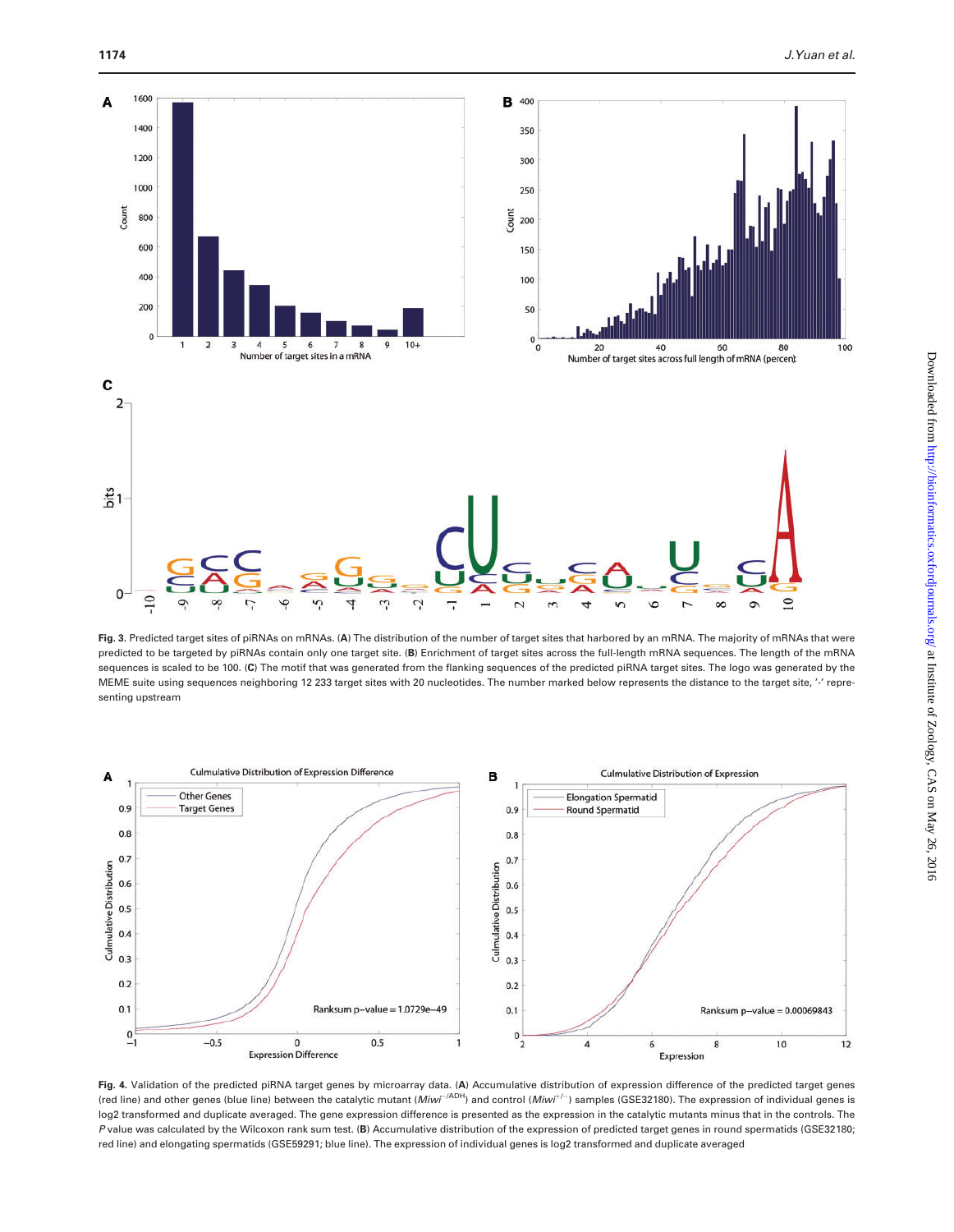**Fig. 3.** Predicted target sites of piRNAs on mRNAs. (**A**) The distribution of the number of target sites that harbored by an mRNA. The majority of mRNAs that were predicted to be targeted by piRNAs contain only one target site. (**B**) Enrichment of target sites across the full-length mRNA sequences. The length of the mRNA sequences is scaled to be 100. (**C**) The motif that was generated from the flanking sequences of the predicted piRNA target sites. The logo was generated by the MEME suite using sequences neighboring 12 233 target sites with 20 nucleotides. The number marked below represents the distance to the target site, '-' representing upstream

**Fig. 4.** Validation of the predicted piRNA target genes by microarray data. (**A**) Accumulative distribution of expression difference of the predicted target genes (red line) and other genes (blue line) between the catalytic mutant (*Miwi*$^{-/ADH}$) and control (*Miwi*$^{+/-}$) samples (GSE32180). The expression of individual genes is log2 transformed and duplicate averaged. The gene expression difference is presented as the expression in the catalytic mutants minus that in the controls. The *P* value was calculated by the Wilcoxon rank sum test. (**B**) Accumulative distribution of the expression of predicted target genes in round spermatids (GSE32180; red line) and elongating spermatids (GSE59291; blue line). The expression of individual genes is log2 transformed and duplicate averaged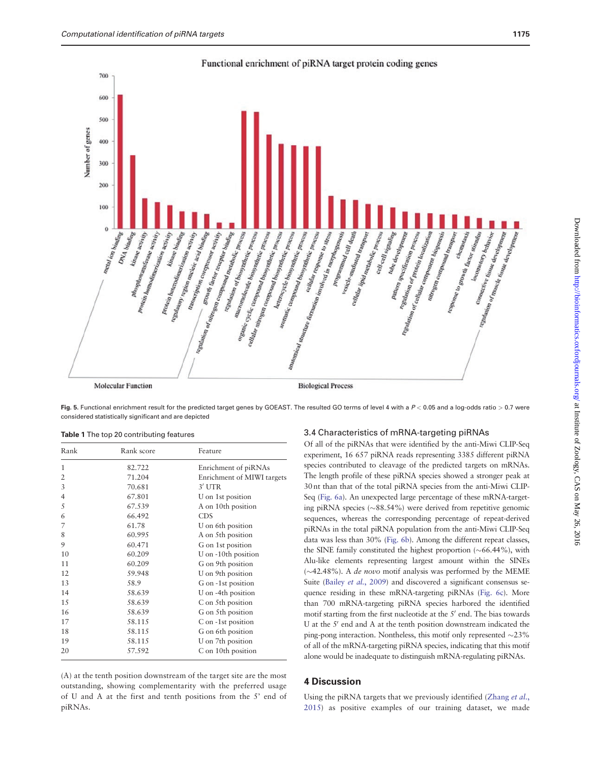Fig. 5. Functional enrichment result for the predicted target genes by GOEAST. The resulted GO terms of level 4 with a $P < 0.05$ and a log-odds ratio $> 0.7$ were considered statistically significant and are depicted

**Table 1** The top 20 contributing features

| Rank | Rank score | Feature |
|---|---|---|
| 1 | 82.722 | Enrichment of piRNAs |
| 2 | 71.204 | Enrichment of MIWI targets |
| 3 | 70.681 | 3′ UTR |
| 4 | 67.801 | U on 1st position |
| 5 | 67.539 | A on 10th position |
| 6 | 66.492 | CDS |
| 7 | 61.78 | U on 6th position |
| 8 | 60.995 | A on 5th position |
| 9 | 60.471 | G on 1st position |
| 10 | 60.209 | U on -10th position |
| 11 | 60.209 | G on 9th position |
| 12 | 59.948 | U on 9th position |
| 13 | 58.9 | G on -1st position |
| 14 | 58.639 | U on -4th position |
| 15 | 58.639 | C on 5th position |
| 16 | 58.639 | G on 5th position |
| 17 | 58.115 | C on -1st position |
| 18 | 58.115 | G on 6th position |
| 19 | 58.115 | U on 7th position |
| 20 | 57.592 | C on 10th position |

(A) at the tenth position downstream of the target site are the most outstanding, showing complementarity with the preferred usage of U and A at the first and tenth positions from the 5' end of piRNAs.

### 3.4 Characteristics of mRNA-targeting piRNAs

Of all of the piRNAs that were identified by the anti-Miwi CLIP-Seq experiment, 16 657 piRNA reads representing 3385 different piRNA species contributed to cleavage of the predicted targets on mRNAs. The length profile of these piRNA species showed a stronger peak at 30 nt than that of the total piRNA species from the anti-Miwi CLIP-Seq (Fig. 6a). An unexpected large percentage of these mRNA-targeting piRNA species (∼88.54%) were derived from repetitive genomic sequences, whereas the corresponding percentage of repeat-derived piRNAs in the total piRNA population from the anti-Miwi CLIP-Seq data was less than 30% (Fig. 6b). Among the different repeat classes, the SINE family constituted the highest proportion (∼66.44%), with Alu-like elements representing largest amount within the SINEs (∼42.48%). A *de novo* motif analysis was performed by the MEME Suite (Bailey *et al.*, 2009) and discovered a significant consensus sequence residing in these mRNA-targeting piRNAs (Fig. 6c). More than 700 mRNA-targeting piRNA species harbored the identified motif starting from the first nucleotide at the 5′ end. The bias towards U at the 5′ end and A at the tenth position downstream indicated the ping-pong interaction. Nontheless, this motif only represented ∼23% of all of the mRNA-targeting piRNA species, indicating that this motif alone would be inadequate to distinguish mRNA-regulating piRNAs.

## 4 Discussion

Using the piRNA targets that we previously identified (Zhang *et al.*, 2015) as positive examples of our training dataset, we made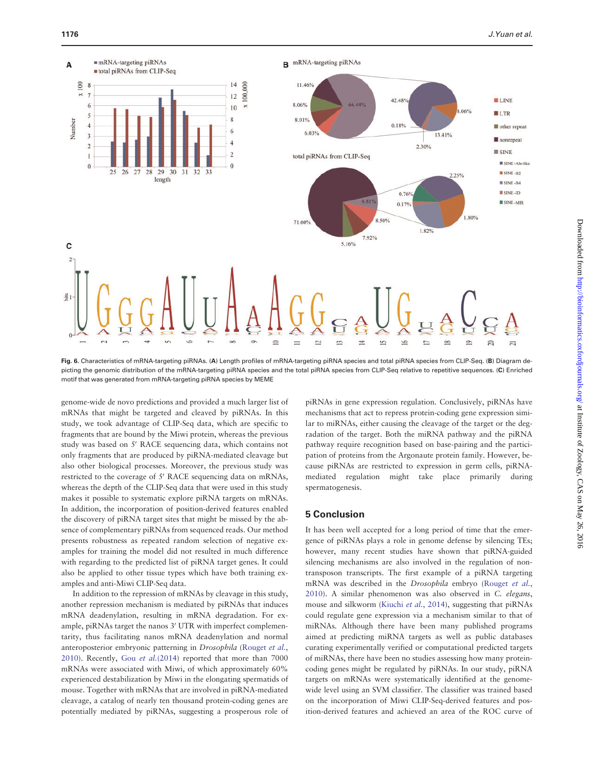Fig. 6. Characteristics of mRNA-targeting piRNAs. (**A**) Length profiles of mRNA-targeting piRNA species and total piRNA species from CLIP-Seq. (**B**) Diagram depicting the genomic distribution of the mRNA-targeting piRNA species and the total piRNA species from CLIP-Seq relative to repetitive sequences. (**C**) Enriched motif that was generated from mRNA-targeting piRNA species by MEME

genome-wide de novo predictions and provided a much larger list of mRNAs that might be targeted and cleaved by piRNAs. In this study, we took advantage of CLIP-Seq data, which are specific to fragments that are bound by the Miwi protein, whereas the previous study was based on 5′ RACE sequencing data, which contains not only fragments that are produced by piRNA-mediated cleavage but also other biological processes. Moreover, the previous study was restricted to the coverage of 5′ RACE sequencing data on mRNAs, whereas the depth of the CLIP-Seq data that were used in this study makes it possible to systematic explore piRNA targets on mRNAs. In addition, the incorporation of position-derived features enabled the discovery of piRNA target sites that might be missed by the absence of complementary piRNAs from sequenced reads. Our method presents robustness as repeated random selection of negative examples for training the model did not resulted in much difference with regarding to the predicted list of piRNA target genes. It could also be applied to other tissue types which have both training examples and anti-Miwi CLIP-Seq data.

In addition to the repression of mRNAs by cleavage in this study, another repression mechanism is mediated by piRNAs that induces mRNA deadenylation, resulting in mRNA degradation. For example, piRNAs target the nanos 3′ UTR with imperfect complementarity, thus facilitating nanos mRNA deadenylation and normal anteroposterior embryonic patterning in *Drosophila* (Rouget *et al.*, 2010). Recently, Gou *et al.*(2014) reported that more than 7000 mRNAs were associated with Miwi, of which approximately 60% experienced destabilization by Miwi in the elongating spermatids of mouse. Together with mRNAs that are involved in piRNA-mediated cleavage, a catalog of nearly ten thousand protein-coding genes are potentially mediated by piRNAs, suggesting a prosperous role of piRNAs in gene expression regulation. Conclusively, piRNAs have mechanisms that act to repress protein-coding gene expression similar to miRNAs, either causing the cleavage of the target or the degradation of the target. Both the miRNA pathway and the piRNA pathway require recognition based on base-pairing and the participation of proteins from the Argonaute protein family. However, because piRNAs are restricted to expression in germ cells, piRNA-mediated regulation might take place primarily during spermatogenesis.

## 5 Conclusion

It has been well accepted for a long period of time that the emergence of piRNAs plays a role in genome defense by silencing TEs; however, many recent studies have shown that piRNA-guided silencing mechanisms are also involved in the regulation of non-transposon transcripts. The first example of a piRNA targeting mRNA was described in the *Drosophila* embryo (Rouget *et al.*, 2010). A similar phenomenon was also observed in *C. elegans*, mouse and silkworm (Kiuchi *et al.*, 2014), suggesting that piRNAs could regulate gene expression via a mechanism similar to that of miRNAs. Although there have been many published programs aimed at predicting miRNA targets as well as public databases curating experimentally verified or computational predicted targets of miRNAs, there have been no studies assessing how many protein-coding genes might be regulated by piRNAs. In our study, piRNA targets on mRNAs were systematically identified at the genome-wide level using an SVM classifier. The classifier was trained based on the incorporation of Miwi CLIP-Seq-derived features and position-derived features and achieved an area of the ROC curve of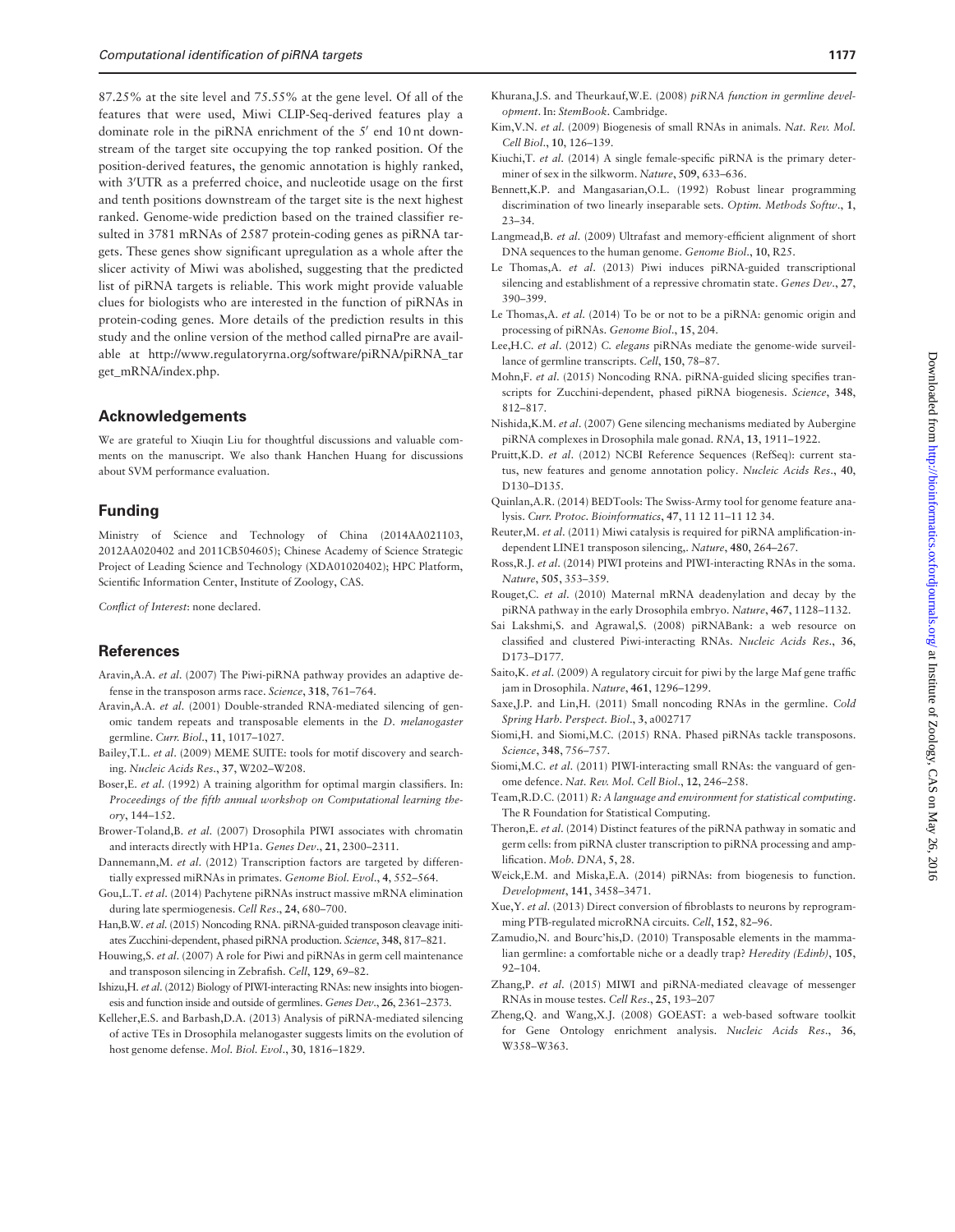87.25% at the site level and 75.55% at the gene level. Of all of the features that were used, Miwi CLIP-Seq-derived features play a dominate role in the piRNA enrichment of the 5′ end 10 nt downstream of the target site occupying the top ranked position. Of the position-derived features, the genomic annotation is highly ranked, with 3′UTR as a preferred choice, and nucleotide usage on the first and tenth positions downstream of the target site is the next highest ranked. Genome-wide prediction based on the trained classifier resulted in 3781 mRNAs of 2587 protein-coding genes as piRNA targets. These genes show significant upregulation as a whole after the slicer activity of Miwi was abolished, suggesting that the predicted list of piRNA targets is reliable. This work might provide valuable clues for biologists who are interested in the function of piRNAs in protein-coding genes. More details of the prediction results in this study and the online version of the method called pirnaPre are available at http://www.regulatoryrna.org/software/piRNA/piRNA_target_mRNA/index.php.

## Acknowledgements

We are grateful to Xiuqin Liu for thoughtful discussions and valuable comments on the manuscript. We also thank Hanchen Huang for discussions about SVM performance evaluation.

## Funding

Ministry of Science and Technology of China (2014AA021103, 2012AA020402 and 2011CB504605); Chinese Academy of Science Strategic Project of Leading Science and Technology (XDA01020402); HPC Platform, Scientific Information Center, Institute of Zoology, CAS.

*Conflict of Interest*: none declared.

## References

Aravin,A.A. *et al*. (2007) The Piwi-piRNA pathway provides an adaptive defense in the transposon arms race. *Science*, **318**, 761–764.

Aravin,A.A. *et al*. (2001) Double-stranded RNA-mediated silencing of genomic tandem repeats and transposable elements in the *D. melanogaster* germline. *Curr. Biol*., **11**, 1017–1027.

Bailey,T.L. *et al*. (2009) MEME SUITE: tools for motif discovery and searching. *Nucleic Acids Res*., **37**, W202–W208.

Boser,E. *et al*. (1992) A training algorithm for optimal margin classifiers. In: *Proceedings of the fifth annual workshop on Computational learning theory*, 144–152.

Brower-Toland,B. *et al*. (2007) Drosophila PIWI associates with chromatin and interacts directly with HP1a. *Genes Dev*., **21**, 2300–2311.

Dannemann,M. *et al*. (2012) Transcription factors are targeted by differentially expressed miRNAs in primates. *Genome Biol. Evol*., **4**, 552–564.

Gou,L.T. *et al*. (2014) Pachytene piRNAs instruct massive mRNA elimination during late spermiogenesis. *Cell Res*., **24**, 680–700.

Han,B.W. *et al*. (2015) Noncoding RNA. piRNA-guided transposon cleavage initiates Zucchini-dependent, phased piRNA production. *Science*, **348**, 817–821.

Houwing,S. *et al*. (2007) A role for Piwi and piRNAs in germ cell maintenance and transposon silencing in Zebrafish. *Cell*, **129**, 69–82.

Ishizu,H. *et al*. (2012) Biology of PIWI-interacting RNAs: new insights into biogenesis and function inside and outside of germlines. *Genes Dev*., **26**, 2361–2373.

Kelleher,E.S. and Barbash,D.A. (2013) Analysis of piRNA-mediated silencing of active TEs in Drosophila melanogaster suggests limits on the evolution of host genome defense. *Mol. Biol. Evol*., **30**, 1816–1829.

Khurana,J.S. and Theurkauf,W.E. (2008) *piRNA function in germline development*. In: *StemBook*. Cambridge.

Kim,V.N. *et al*. (2009) Biogenesis of small RNAs in animals. *Nat. Rev. Mol. Cell Biol*., **10**, 126–139.

Kiuchi,T. *et al*. (2014) A single female-specific piRNA is the primary determiner of sex in the silkworm. *Nature*, **509**, 633–636.

Bennett,K.P. and Mangasarian,O.L. (1992) Robust linear programming discrimination of two linearly inseparable sets. *Optim. Methods Softw*., **1**, 23–34.

Langmead,B. *et al*. (2009) Ultrafast and memory-efficient alignment of short DNA sequences to the human genome. *Genome Biol*., **10**, R25.

Le Thomas,A. *et al*. (2013) Piwi induces piRNA-guided transcriptional silencing and establishment of a repressive chromatin state. *Genes Dev*., **27**, 390–399.

Le Thomas,A. *et al*. (2014) To be or not to be a piRNA: genomic origin and processing of piRNAs. *Genome Biol*., **15**, 204.

Lee,H.C. *et al*. (2012) *C. elegans* piRNAs mediate the genome-wide surveillance of germline transcripts. *Cell*, **150**, 78–87.

Mohn,F. *et al*. (2015) Noncoding RNA. piRNA-guided slicing specifies transcripts for Zucchini-dependent, phased piRNA biogenesis. *Science*, **348**, 812–817.

Nishida,K.M. *et al*. (2007) Gene silencing mechanisms mediated by Aubergine piRNA complexes in Drosophila male gonad. *RNA*, **13**, 1911–1922.

Pruitt,K.D. *et al*. (2012) NCBI Reference Sequences (RefSeq): current status, new features and genome annotation policy. *Nucleic Acids Res*., **40**, D130–D135.

Quinlan,A.R. (2014) BEDTools: The Swiss-Army tool for genome feature analysis. *Curr. Protoc. Bioinformatics*, **47**, 11 12 11–11 12 34.

Reuter,M. *et al*. (2011) Miwi catalysis is required for piRNA amplification-independent LINE1 transposon silencing,. *Nature*, **480**, 264–267.

Ross,R.J. *et al*. (2014) PIWI proteins and PIWI-interacting RNAs in the soma. *Nature*, **505**, 353–359.

Rouget,C. *et al*. (2010) Maternal mRNA deadenylation and decay by the piRNA pathway in the early Drosophila embryo. *Nature*, **467**, 1128–1132.

Sai Lakshmi,S. and Agrawal,S. (2008) piRNABank: a web resource on classified and clustered Piwi-interacting RNAs. *Nucleic Acids Res*., **36**, D173–D177.

Saito,K. *et al*. (2009) A regulatory circuit for piwi by the large Maf gene traffic jam in Drosophila. *Nature*, **461**, 1296–1299.

Saxe,J.P. and Lin,H. (2011) Small noncoding RNAs in the germline. *Cold Spring Harb. Perspect. Biol*., **3**, a002717

Siomi,H. and Siomi,M.C. (2015) RNA. Phased piRNAs tackle transposons. *Science*, **348**, 756–757.

Siomi,M.C. *et al*. (2011) PIWI-interacting small RNAs: the vanguard of genome defence. *Nat. Rev. Mol. Cell Biol*., **12**, 246–258.

Team,R.D.C. (2011) *R: A language and environment for statistical computing*. The R Foundation for Statistical Computing.

Theron,E. *et al*. (2014) Distinct features of the piRNA pathway in somatic and germ cells: from piRNA cluster transcription to piRNA processing and amplification. *Mob. DNA*, **5**, 28.

Weick,E.M. and Miska,E.A. (2014) piRNAs: from biogenesis to function. *Development*, **141**, 3458–3471.

Xue,Y. *et al*. (2013) Direct conversion of fibroblasts to neurons by reprogramming PTB-regulated microRNA circuits. *Cell*, **152**, 82–96.

Zamudio,N. and Bourc'his,D. (2010) Transposable elements in the mammalian germline: a comfortable niche or a deadly trap? *Heredity (Edinb)*, **105**, 92–104.

Zhang,P. *et al*. (2015) MIWI and piRNA-mediated cleavage of messenger RNAs in mouse testes. *Cell Res*., **25**, 193–207

Zheng,Q. and Wang,X.J. (2008) GOEAST: a web-based software toolkit for Gene Ontology enrichment analysis. *Nucleic Acids Res*., **36**, W358–W363.